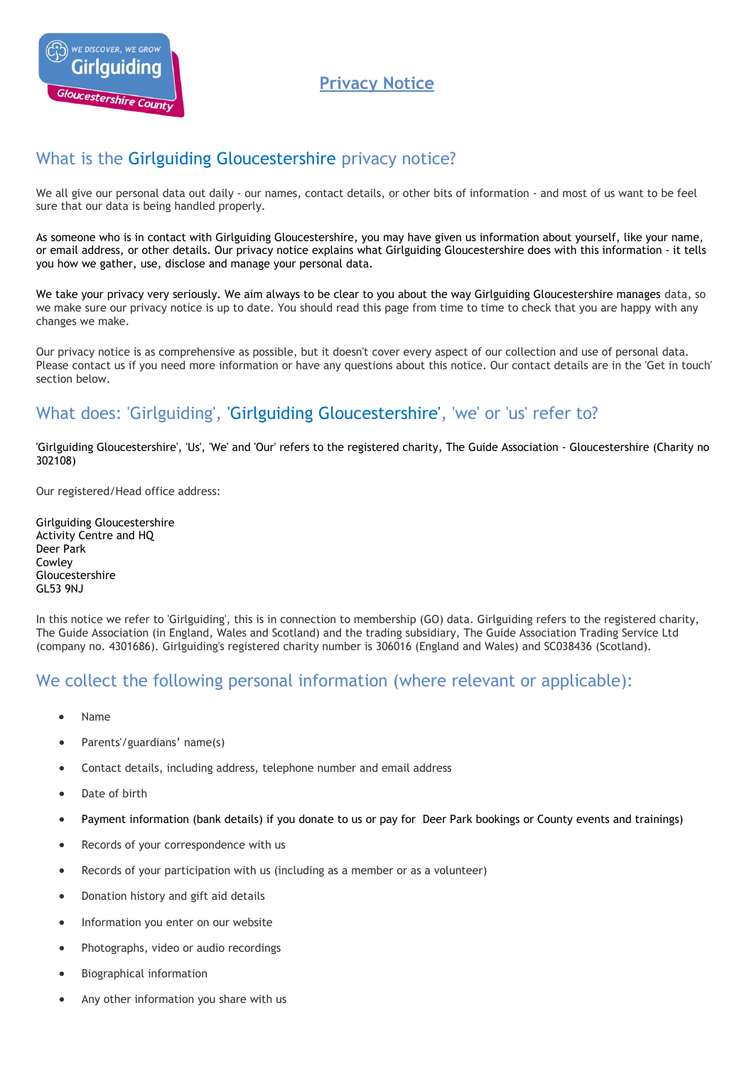# Privacy Notice

## What is the Girlguiding Gloucestershire privacy notice?

We all give our personal data out daily - our names, contact details, or other bits of information - and most of us want to be feel sure that our data is being handled properly.

As someone who is in contact with Girlguiding Gloucestershire, you may have given us information about yourself, like your name, or email address, or other details. Our privacy notice explains what Girlguiding Gloucestershire does with this information - it tells you how we gather, use, disclose and manage your personal data.

We take your privacy very seriously. We aim always to be clear to you about the way Girlguiding Gloucestershire manages data, so we make sure our privacy notice is up to date. You should read this page from time to time to check that you are happy with any changes we make.

Our privacy notice is as comprehensive as possible, but it doesn't cover every aspect of our collection and use of personal data. Please contact us if you need more information or have any questions about this notice. Our contact details are in the 'Get in touch' section below.

## What does: 'Girlguiding', 'Girlguiding Gloucestershire', 'we' or 'us' refer to?

'Girlguiding Gloucestershire', 'Us', 'We' and 'Our' refers to the registered charity, The Guide Association - Gloucestershire (Charity no 302108)

Our registered/Head office address:

Girlguiding Gloucestershire
Activity Centre and HQ
Deer Park
Cowley
Gloucestershire
GL53 9NJ

In this notice we refer to 'Girlguiding', this is in connection to membership (GO) data. Girlguiding refers to the registered charity, The Guide Association (in England, Wales and Scotland) and the trading subsidiary, The Guide Association Trading Service Ltd (company no. 4301686). Girlguiding's registered charity number is 306016 (England and Wales) and SC038436 (Scotland).

## We collect the following personal information (where relevant or applicable):

- Name
- Parents'/guardians' name(s)
- Contact details, including address, telephone number and email address
- Date of birth
- Payment information (bank details) if you donate to us or pay for Deer Park bookings or County events and trainings)
- Records of your correspondence with us
- Records of your participation with us (including as a member or as a volunteer)
- Donation history and gift aid details
- Information you enter on our website
- Photographs, video or audio recordings
- Biographical information
- Any other information you share with us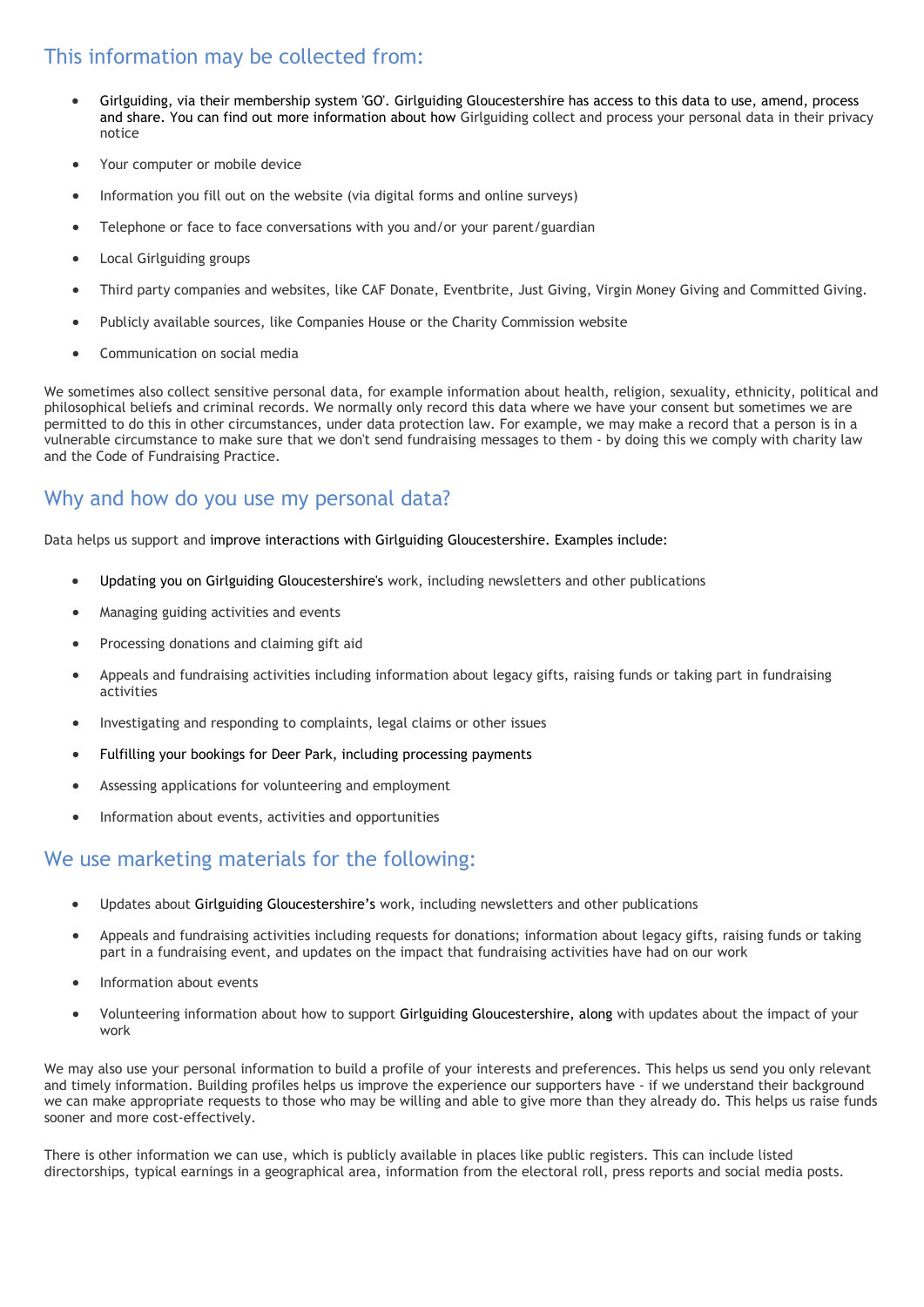## This information may be collected from:

- Girlguiding, via their membership system 'GO'. Girlguiding Gloucestershire has access to this data to use, amend, process and share. You can find out more information about how Girlguiding collect and process your personal data in their privacy notice
- Your computer or mobile device
- Information you fill out on the website (via digital forms and online surveys)
- Telephone or face to face conversations with you and/or your parent/guardian
- Local Girlguiding groups
- Third party companies and websites, like CAF Donate, Eventbrite, Just Giving, Virgin Money Giving and Committed Giving.
- Publicly available sources, like Companies House or the Charity Commission website
- Communication on social media

We sometimes also collect sensitive personal data, for example information about health, religion, sexuality, ethnicity, political and philosophical beliefs and criminal records. We normally only record this data where we have your consent but sometimes we are permitted to do this in other circumstances, under data protection law. For example, we may make a record that a person is in a vulnerable circumstance to make sure that we don't send fundraising messages to them - by doing this we comply with charity law and the Code of Fundraising Practice.

## Why and how do you use my personal data?

Data helps us support and improve interactions with Girlguiding Gloucestershire. Examples include:

- Updating you on Girlguiding Gloucestershire's work, including newsletters and other publications
- Managing guiding activities and events
- Processing donations and claiming gift aid
- Appeals and fundraising activities including information about legacy gifts, raising funds or taking part in fundraising activities
- Investigating and responding to complaints, legal claims or other issues
- Fulfilling your bookings for Deer Park, including processing payments
- Assessing applications for volunteering and employment
- Information about events, activities and opportunities

## We use marketing materials for the following:

- Updates about Girlguiding Gloucestershire's work, including newsletters and other publications
- Appeals and fundraising activities including requests for donations; information about legacy gifts, raising funds or taking part in a fundraising event, and updates on the impact that fundraising activities have had on our work
- Information about events
- Volunteering information about how to support Girlguiding Gloucestershire, along with updates about the impact of your work

We may also use your personal information to build a profile of your interests and preferences. This helps us send you only relevant and timely information. Building profiles helps us improve the experience our supporters have - if we understand their background we can make appropriate requests to those who may be willing and able to give more than they already do. This helps us raise funds sooner and more cost-effectively.

There is other information we can use, which is publicly available in places like public registers. This can include listed directorships, typical earnings in a geographical area, information from the electoral roll, press reports and social media posts.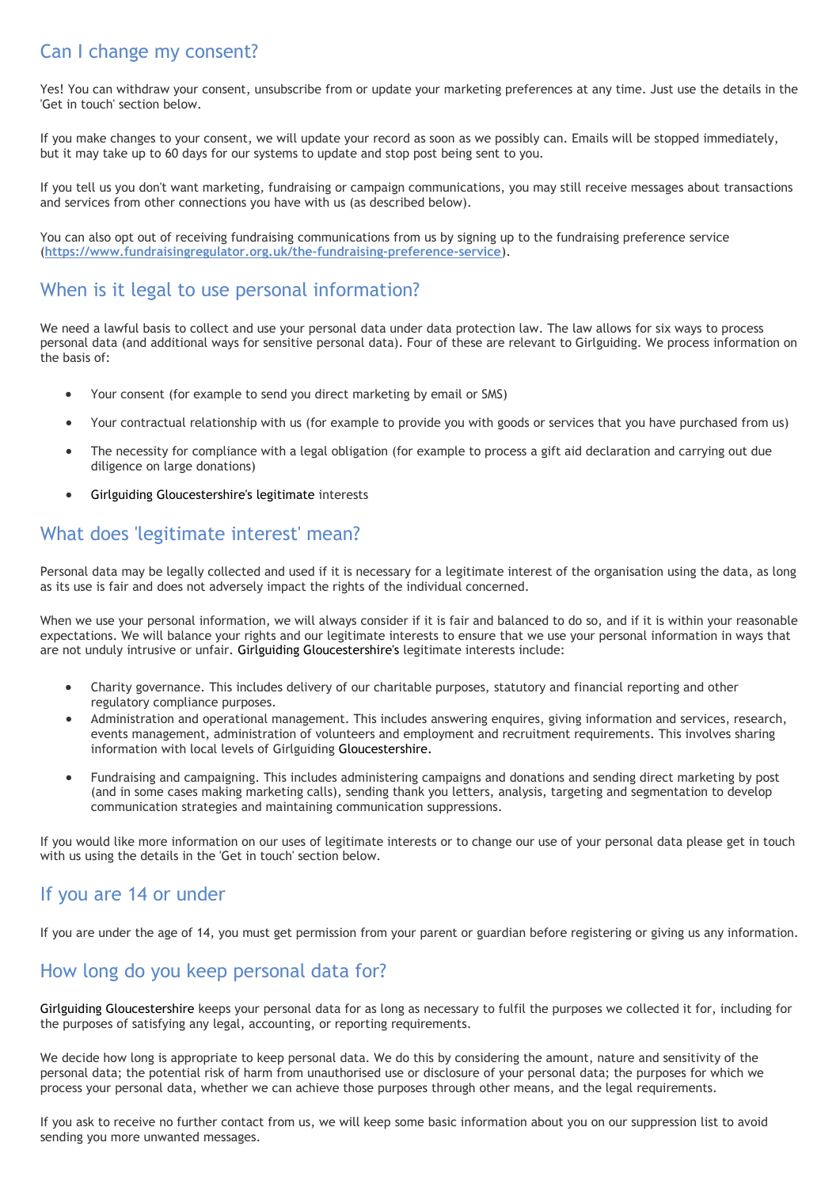## Can I change my consent?

Yes! You can withdraw your consent, unsubscribe from or update your marketing preferences at any time. Just use the details in the 'Get in touch' section below.

If you make changes to your consent, we will update your record as soon as we possibly can. Emails will be stopped immediately, but it may take up to 60 days for our systems to update and stop post being sent to you.

If you tell us you don't want marketing, fundraising or campaign communications, you may still receive messages about transactions and services from other connections you have with us (as described below).

You can also opt out of receiving fundraising communications from us by signing up to the fundraising preference service (**https://www.fundraisingregulator.org.uk/the-fundraising-preference-service**).

## When is it legal to use personal information?

We need a lawful basis to collect and use your personal data under data protection law. The law allows for six ways to process personal data (and additional ways for sensitive personal data). Four of these are relevant to Girlguiding. We process information on the basis of:

- Your consent (for example to send you direct marketing by email or SMS)
- Your contractual relationship with us (for example to provide you with goods or services that you have purchased from us)
- The necessity for compliance with a legal obligation (for example to process a gift aid declaration and carrying out due diligence on large donations)
- Girlguiding Gloucestershire's legitimate interests

## What does 'legitimate interest' mean?

Personal data may be legally collected and used if it is necessary for a legitimate interest of the organisation using the data, as long as its use is fair and does not adversely impact the rights of the individual concerned.

When we use your personal information, we will always consider if it is fair and balanced to do so, and if it is within your reasonable expectations. We will balance your rights and our legitimate interests to ensure that we use your personal information in ways that are not unduly intrusive or unfair. Girlguiding Gloucestershire's legitimate interests include:

- Charity governance. This includes delivery of our charitable purposes, statutory and financial reporting and other regulatory compliance purposes.
- Administration and operational management. This includes answering enquires, giving information and services, research, events management, administration of volunteers and employment and recruitment requirements. This involves sharing information with local levels of Girlguiding Gloucestershire.
- Fundraising and campaigning. This includes administering campaigns and donations and sending direct marketing by post (and in some cases making marketing calls), sending thank you letters, analysis, targeting and segmentation to develop communication strategies and maintaining communication suppressions.

If you would like more information on our uses of legitimate interests or to change our use of your personal data please get in touch with us using the details in the 'Get in touch' section below.

## If you are 14 or under

If you are under the age of 14, you must get permission from your parent or guardian before registering or giving us any information.

## How long do you keep personal data for?

Girlguiding Gloucestershire keeps your personal data for as long as necessary to fulfil the purposes we collected it for, including for the purposes of satisfying any legal, accounting, or reporting requirements.

We decide how long is appropriate to keep personal data. We do this by considering the amount, nature and sensitivity of the personal data; the potential risk of harm from unauthorised use or disclosure of your personal data; the purposes for which we process your personal data, whether we can achieve those purposes through other means, and the legal requirements.

If you ask to receive no further contact from us, we will keep some basic information about you on our suppression list to avoid sending you more unwanted messages.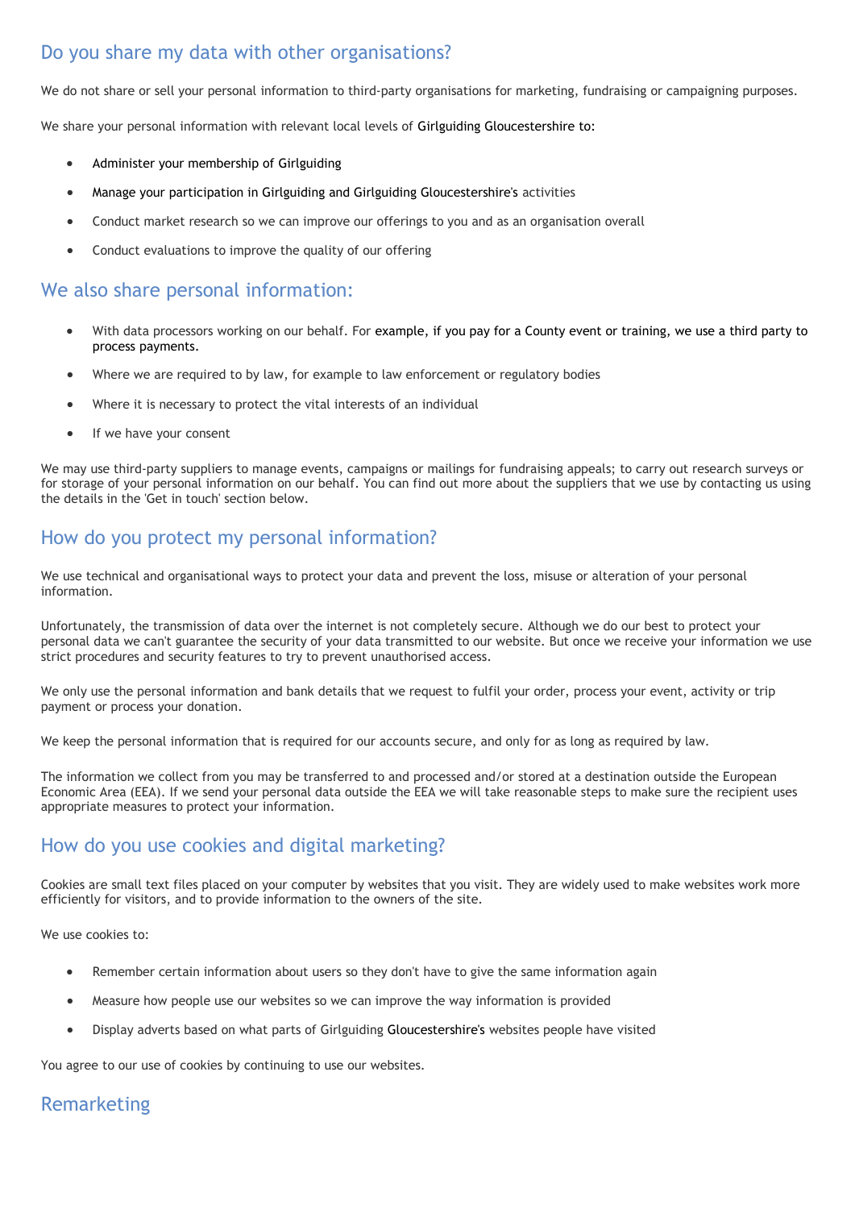## Do you share my data with other organisations?

We do not share or sell your personal information to third-party organisations for marketing, fundraising or campaigning purposes.

We share your personal information with relevant local levels of Girlguiding Gloucestershire to:

- Administer your membership of Girlguiding
- Manage your participation in Girlguiding and Girlguiding Gloucestershire's activities
- Conduct market research so we can improve our offerings to you and as an organisation overall
- Conduct evaluations to improve the quality of our offering

## We also share personal information:

- With data processors working on our behalf. For example, if you pay for a County event or training, we use a third party to process payments.
- Where we are required to by law, for example to law enforcement or regulatory bodies
- Where it is necessary to protect the vital interests of an individual
- If we have your consent

We may use third-party suppliers to manage events, campaigns or mailings for fundraising appeals; to carry out research surveys or for storage of your personal information on our behalf. You can find out more about the suppliers that we use by contacting us using the details in the 'Get in touch' section below.

## How do you protect my personal information?

We use technical and organisational ways to protect your data and prevent the loss, misuse or alteration of your personal information.

Unfortunately, the transmission of data over the internet is not completely secure. Although we do our best to protect your personal data we can't guarantee the security of your data transmitted to our website. But once we receive your information we use strict procedures and security features to try to prevent unauthorised access.

We only use the personal information and bank details that we request to fulfil your order, process your event, activity or trip payment or process your donation.

We keep the personal information that is required for our accounts secure, and only for as long as required by law.

The information we collect from you may be transferred to and processed and/or stored at a destination outside the European Economic Area (EEA). If we send your personal data outside the EEA we will take reasonable steps to make sure the recipient uses appropriate measures to protect your information.

## How do you use cookies and digital marketing?

Cookies are small text files placed on your computer by websites that you visit. They are widely used to make websites work more efficiently for visitors, and to provide information to the owners of the site.

We use cookies to:

- Remember certain information about users so they don't have to give the same information again
- Measure how people use our websites so we can improve the way information is provided
- Display adverts based on what parts of Girlguiding Gloucestershire's websites people have visited

You agree to our use of cookies by continuing to use our websites.

## Remarketing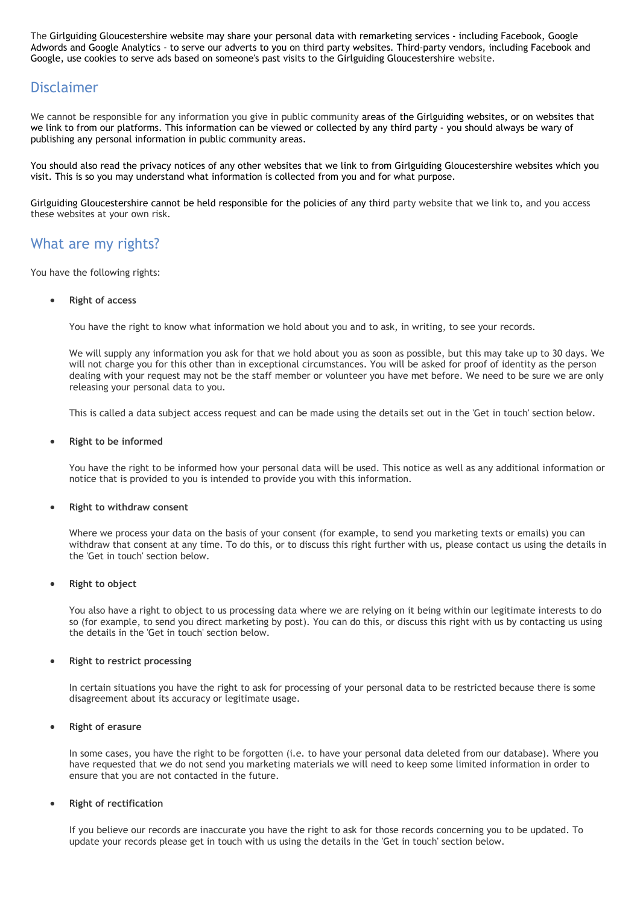The Girlguiding Gloucestershire website may share your personal data with remarketing services - including Facebook, Google Adwords and Google Analytics - to serve our adverts to you on third party websites. Third-party vendors, including Facebook and Google, use cookies to serve ads based on someone's past visits to the Girlguiding Gloucestershire website.

## Disclaimer

We cannot be responsible for any information you give in public community areas of the Girlguiding websites, or on websites that we link to from our platforms. This information can be viewed or collected by any third party - you should always be wary of publishing any personal information in public community areas.

You should also read the privacy notices of any other websites that we link to from Girlguiding Gloucestershire websites which you visit. This is so you may understand what information is collected from you and for what purpose.

Girlguiding Gloucestershire cannot be held responsible for the policies of any third party website that we link to, and you access these websites at your own risk.

## What are my rights?

You have the following rights:

- **Right of access**

  You have the right to know what information we hold about you and to ask, in writing, to see your records.

  We will supply any information you ask for that we hold about you as soon as possible, but this may take up to 30 days. We will not charge you for this other than in exceptional circumstances. You will be asked for proof of identity as the person dealing with your request may not be the staff member or volunteer you have met before. We need to be sure we are only releasing your personal data to you.

  This is called a data subject access request and can be made using the details set out in the 'Get in touch' section below.

- **Right to be informed**

  You have the right to be informed how your personal data will be used. This notice as well as any additional information or notice that is provided to you is intended to provide you with this information.

- **Right to withdraw consent**

  Where we process your data on the basis of your consent (for example, to send you marketing texts or emails) you can withdraw that consent at any time. To do this, or to discuss this right further with us, please contact us using the details in the 'Get in touch' section below.

- **Right to object**

  You also have a right to object to us processing data where we are relying on it being within our legitimate interests to do so (for example, to send you direct marketing by post). You can do this, or discuss this right with us by contacting us using the details in the 'Get in touch' section below.

- **Right to restrict processing**

  In certain situations you have the right to ask for processing of your personal data to be restricted because there is some disagreement about its accuracy or legitimate usage.

- **Right of erasure**

  In some cases, you have the right to be forgotten (i.e. to have your personal data deleted from our database). Where you have requested that we do not send you marketing materials we will need to keep some limited information in order to ensure that you are not contacted in the future.

- **Right of rectification**

  If you believe our records are inaccurate you have the right to ask for those records concerning you to be updated. To update your records please get in touch with us using the details in the 'Get in touch' section below.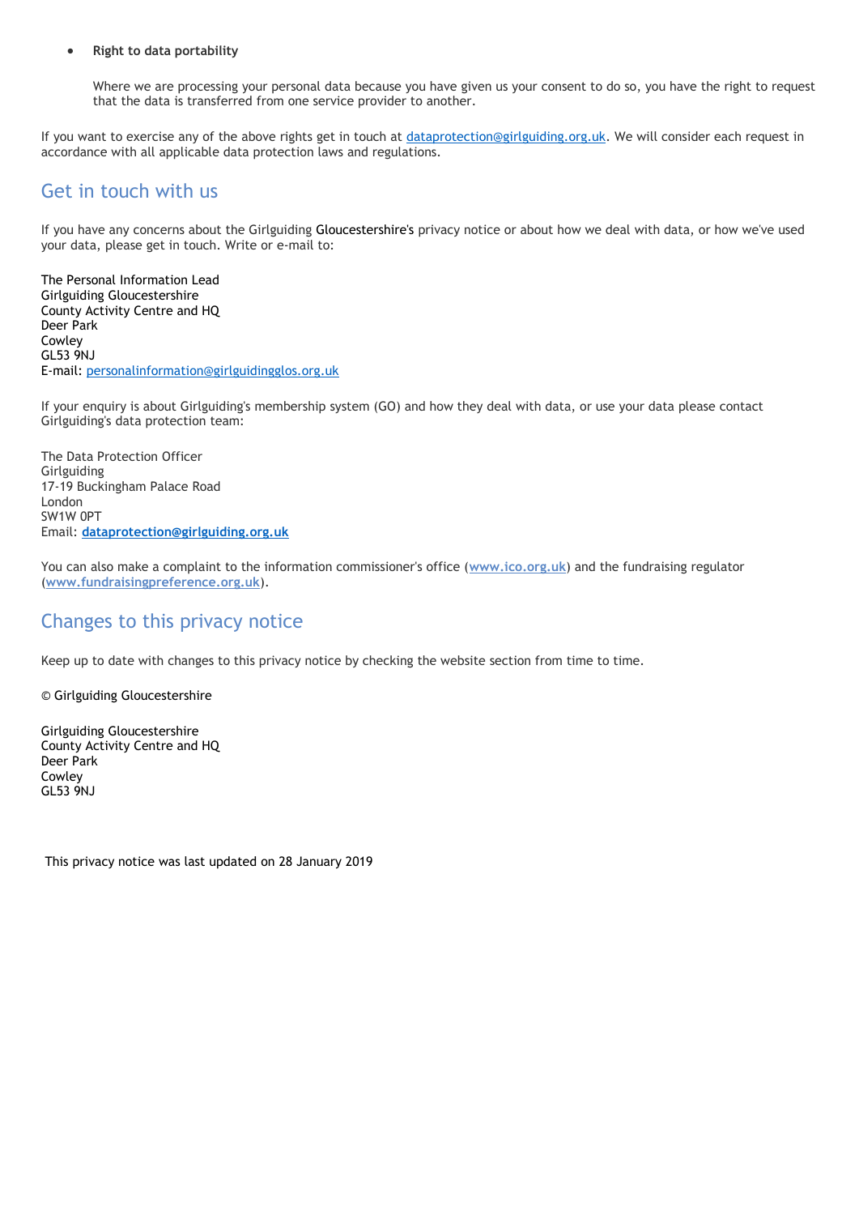- **Right to data portability**

  Where we are processing your personal data because you have given us your consent to do so, you have the right to request that the data is transferred from one service provider to another.

If you want to exercise any of the above rights get in touch at dataprotection@girlguiding.org.uk. We will consider each request in accordance with all applicable data protection laws and regulations.

## Get in touch with us

If you have any concerns about the Girlguiding Gloucestershire's privacy notice or about how we deal with data, or how we've used your data, please get in touch. Write or e-mail to:

The Personal Information Lead
Girlguiding Gloucestershire
County Activity Centre and HQ
Deer Park
Cowley
GL53 9NJ
E-mail: personalinformation@girlguidingglos.org.uk

If your enquiry is about Girlguiding's membership system (GO) and how they deal with data, or use your data please contact Girlguiding's data protection team:

The Data Protection Officer
Girlguiding
17-19 Buckingham Palace Road
London
SW1W 0PT
Email: **dataprotection@girlguiding.org.uk**

You can also make a complaint to the information commissioner's office (**www.ico.org.uk**) and the fundraising regulator (**www.fundraisingpreference.org.uk**).

## Changes to this privacy notice

Keep up to date with changes to this privacy notice by checking the website section from time to time.

© Girlguiding Gloucestershire

Girlguiding Gloucestershire
County Activity Centre and HQ
Deer Park
Cowley
GL53 9NJ

This privacy notice was last updated on 28 January 2019